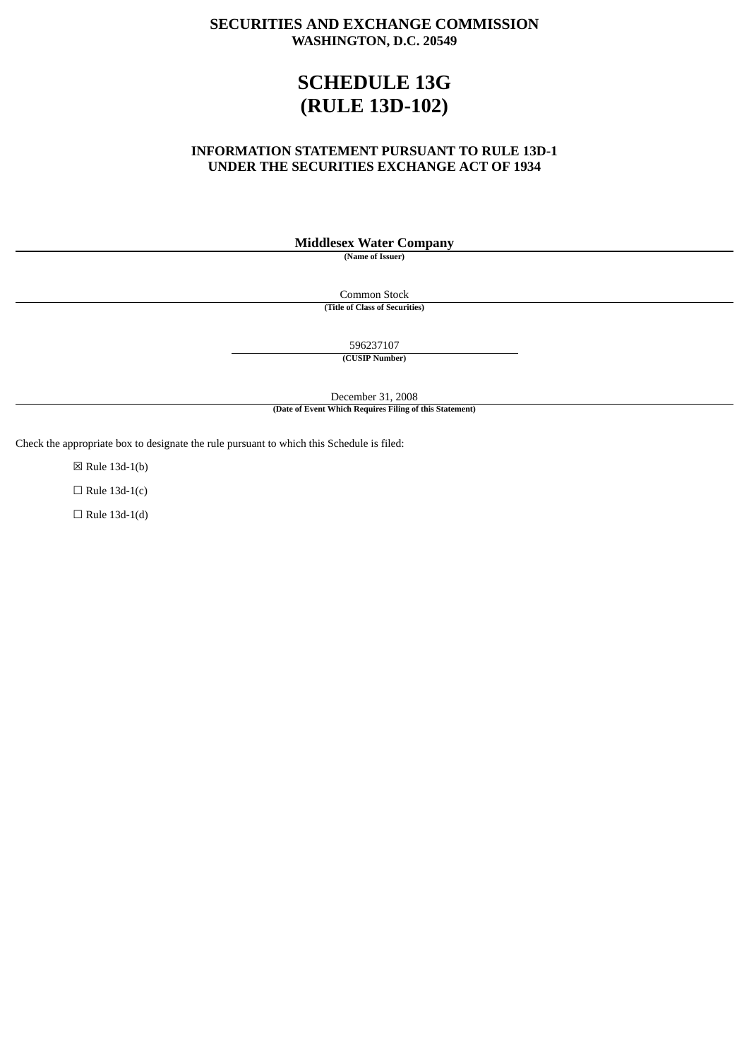**SECURITIES AND EXCHANGE COMMISSION**
**WASHINGTON, D.C. 20549**

# SCHEDULE 13G
# (RULE 13D-102)

**INFORMATION STATEMENT PURSUANT TO RULE 13D-1**
**UNDER THE SECURITIES EXCHANGE ACT OF 1934**

**Middlesex Water Company**

**(Name of Issuer)**

Common Stock

**(Title of Class of Securities)**

596237107

**(CUSIP Number)**

December 31, 2008

**(Date of Event Which Requires Filing of this Statement)**

Check the appropriate box to designate the rule pursuant to which this Schedule is filed:

☒ Rule 13d-1(b)

☐ Rule 13d-1(c)

☐ Rule 13d-1(d)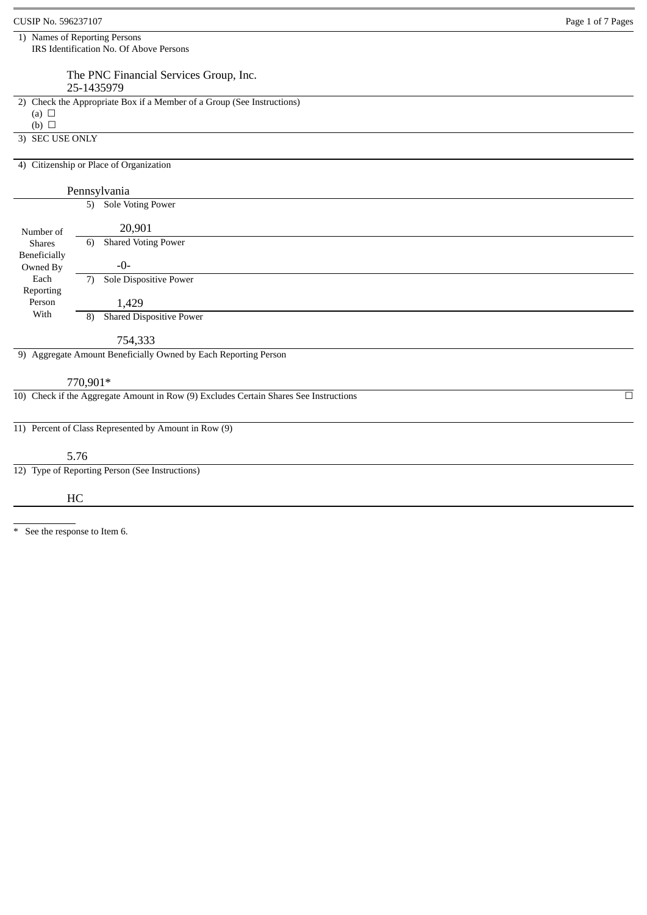CUSIP No. 596237107

| | | |
|---|---|---|
| 1) | Names of Reporting Persons<br>IRS Identification No. Of Above Persons<br><br>The PNC Financial Services Group, Inc.<br>25-1435979 | |
| 2) | Check the Appropriate Box if a Member of a Group (See Instructions)<br>(a) ☐<br>(b) ☐ | |
| 3) | SEC USE ONLY | |
| 4) | Citizenship or Place of Organization<br><br>Pennsylvania | |
| Number of Shares Beneficially Owned By Each Reporting Person With | 5) Sole Voting Power | 20,901 |
| | 6) Shared Voting Power | -0- |
| | 7) Sole Dispositive Power | 1,429 |
| | 8) Shared Dispositive Power | 754,333 |
| 9) | Aggregate Amount Beneficially Owned by Each Reporting Person<br><br>770,901* | |
| 10) | Check if the Aggregate Amount in Row (9) Excludes Certain Shares See Instructions | ☐ |
| 11) | Percent of Class Represented by Amount in Row (9)<br><br>5.76 | |
| 12) | Type of Reporting Person (See Instructions)<br><br>HC | |

\* See the response to Item 6.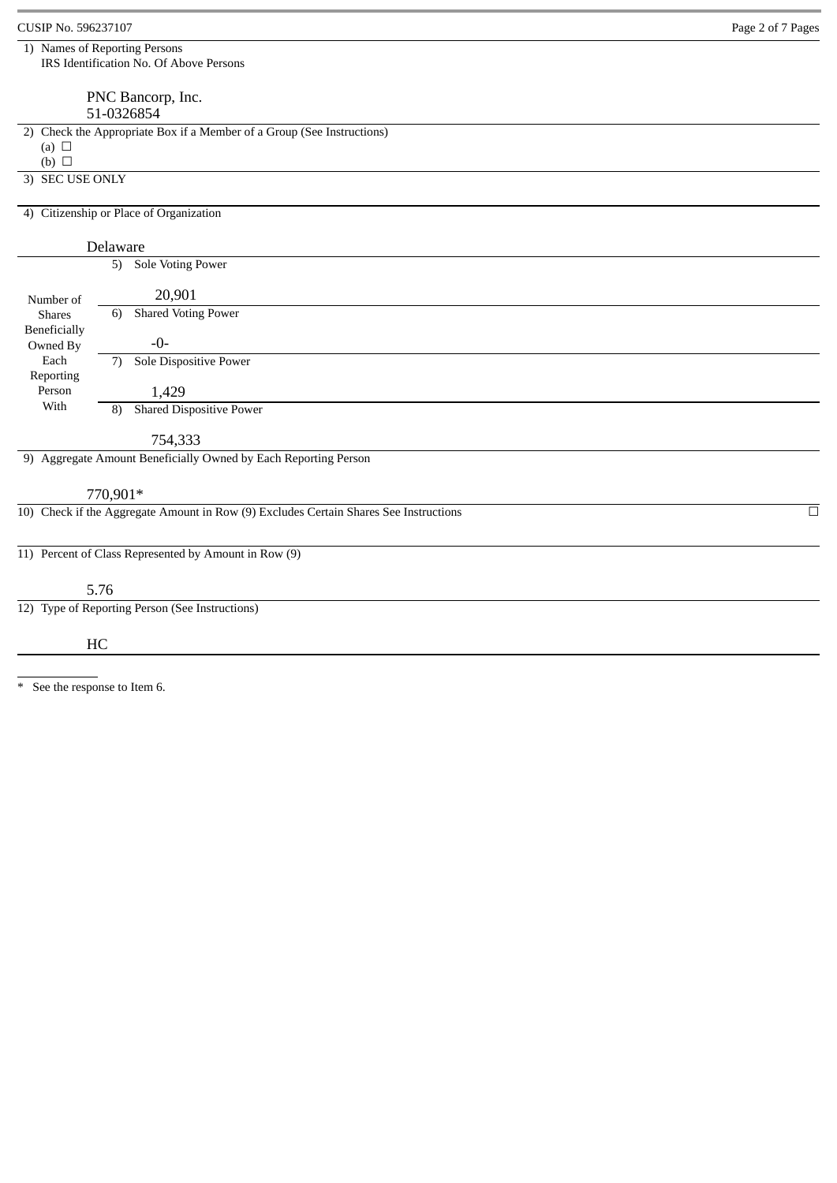CUSIP No. 596237107

| | |
|---|---|
| 1) Names of Reporting Persons<br>IRS Identification No. Of Above Persons<br><br>PNC Bancorp, Inc.<br>51-0326854 | |
| 2) Check the Appropriate Box if a Member of a Group (See Instructions)<br>(a) ☐<br>(b) ☐ | |
| 3) SEC USE ONLY | |
| 4) Citizenship or Place of Organization<br><br>Delaware | |
| Number of Shares Beneficially Owned By Each Reporting Person With | 5) Sole Voting Power<br><br>20,901 |
| | 6) Shared Voting Power<br><br>-0- |
| | 7) Sole Dispositive Power<br><br>1,429 |
| | 8) Shared Dispositive Power<br><br>754,333 |
| 9) Aggregate Amount Beneficially Owned by Each Reporting Person<br><br>770,901* | |
| 10) Check if the Aggregate Amount in Row (9) Excludes Certain Shares See Instructions ☐ | |
| 11) Percent of Class Represented by Amount in Row (9)<br><br>5.76 | |
| 12) Type of Reporting Person (See Instructions)<br><br>HC | |

\* See the response to Item 6.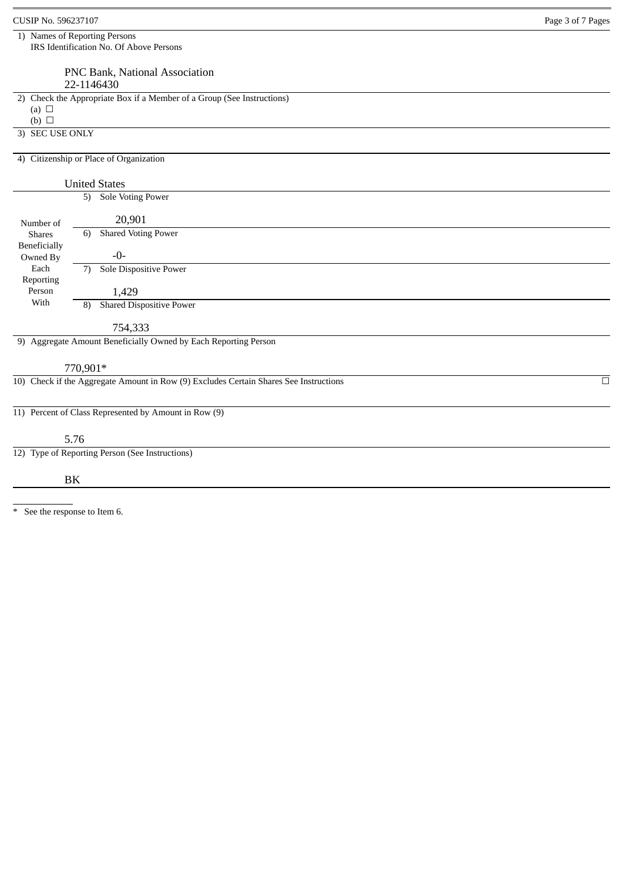CUSIP No. 596237107

| | |
|---|---|
| 1) Names of Reporting Persons<br>IRS Identification No. Of Above Persons<br><br>PNC Bank, National Association<br>22-1146430 | |
| 2) Check the Appropriate Box if a Member of a Group (See Instructions)<br>(a) ☐<br>(b) ☐ | |
| 3) SEC USE ONLY | |
| 4) Citizenship or Place of Organization<br><br>United States | |
| Number of Shares Beneficially Owned By Each Reporting Person With | 5) Sole Voting Power<br><br>20,901 |
| | 6) Shared Voting Power<br><br>-0- |
| | 7) Sole Dispositive Power<br><br>1,429 |
| | 8) Shared Dispositive Power<br><br>754,333 |
| 9) Aggregate Amount Beneficially Owned by Each Reporting Person<br><br>770,901* | |
| 10) Check if the Aggregate Amount in Row (9) Excludes Certain Shares See Instructions ☐ | |
| 11) Percent of Class Represented by Amount in Row (9)<br><br>5.76 | |
| 12) Type of Reporting Person (See Instructions)<br><br>BK | |

* See the response to Item 6.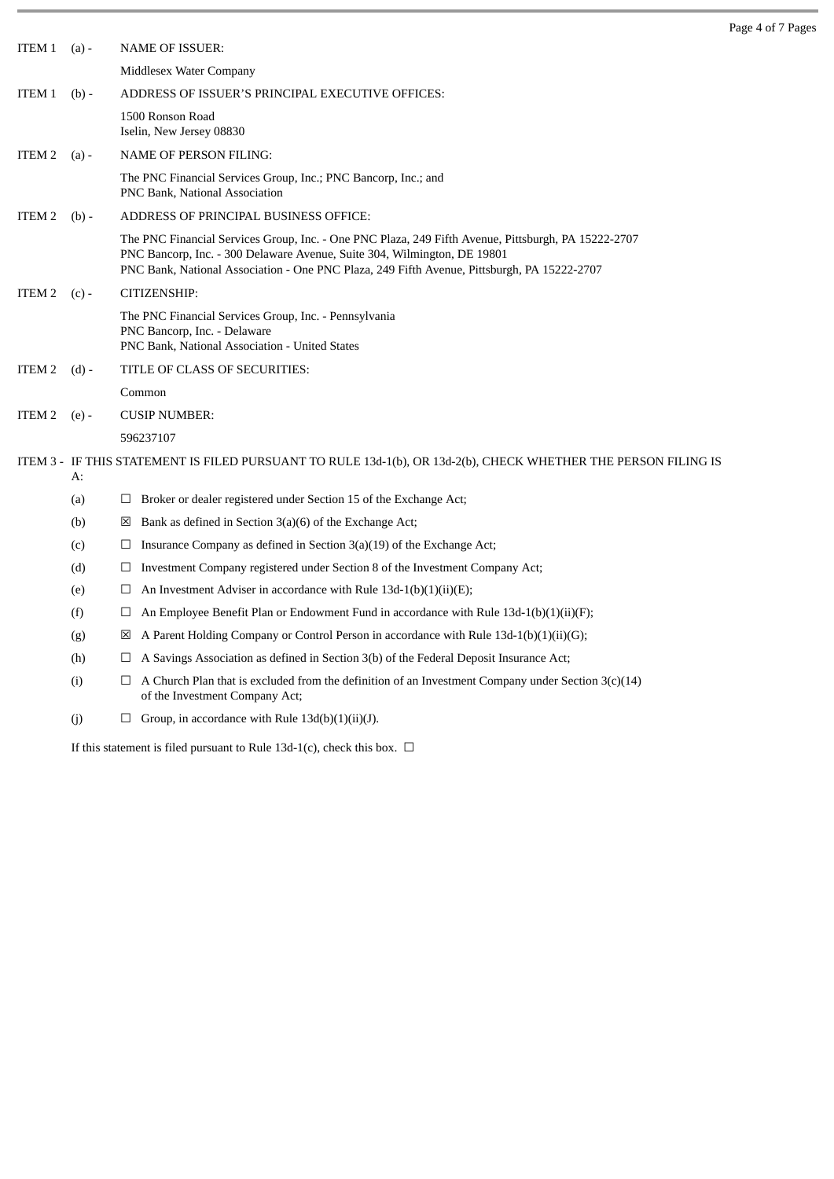ITEM 1 (a) - NAME OF ISSUER:

Middlesex Water Company

ITEM 1 (b) - ADDRESS OF ISSUER'S PRINCIPAL EXECUTIVE OFFICES:

1500 Ronson Road
Iselin, New Jersey 08830

ITEM 2 (a) - NAME OF PERSON FILING:

The PNC Financial Services Group, Inc.; PNC Bancorp, Inc.; and
PNC Bank, National Association

ITEM 2 (b) - ADDRESS OF PRINCIPAL BUSINESS OFFICE:

The PNC Financial Services Group, Inc. - One PNC Plaza, 249 Fifth Avenue, Pittsburgh, PA 15222-2707
PNC Bancorp, Inc. - 300 Delaware Avenue, Suite 304, Wilmington, DE 19801
PNC Bank, National Association - One PNC Plaza, 249 Fifth Avenue, Pittsburgh, PA 15222-2707

ITEM 2 (c) - CITIZENSHIP:

The PNC Financial Services Group, Inc. - Pennsylvania
PNC Bancorp, Inc. - Delaware
PNC Bank, National Association - United States

ITEM 2 (d) - TITLE OF CLASS OF SECURITIES:

Common

ITEM 2 (e) - CUSIP NUMBER:

596237107

ITEM 3 - IF THIS STATEMENT IS FILED PURSUANT TO RULE 13d-1(b), OR 13d-2(b), CHECK WHETHER THE PERSON FILING IS A:

(a) ☐ Broker or dealer registered under Section 15 of the Exchange Act;

(b) ☒ Bank as defined in Section 3(a)(6) of the Exchange Act;

(c) ☐ Insurance Company as defined in Section 3(a)(19) of the Exchange Act;

(d) ☐ Investment Company registered under Section 8 of the Investment Company Act;

(e) ☐ An Investment Adviser in accordance with Rule 13d-1(b)(1)(ii)(E);

(f) ☐ An Employee Benefit Plan or Endowment Fund in accordance with Rule 13d-1(b)(1)(ii)(F);

(g) ☒ A Parent Holding Company or Control Person in accordance with Rule 13d-1(b)(1)(ii)(G);

(h) ☐ A Savings Association as defined in Section 3(b) of the Federal Deposit Insurance Act;

(i) ☐ A Church Plan that is excluded from the definition of an Investment Company under Section 3(c)(14) of the Investment Company Act;

(j) ☐ Group, in accordance with Rule 13d(b)(1)(ii)(J).

If this statement is filed pursuant to Rule 13d-1(c), check this box. ☐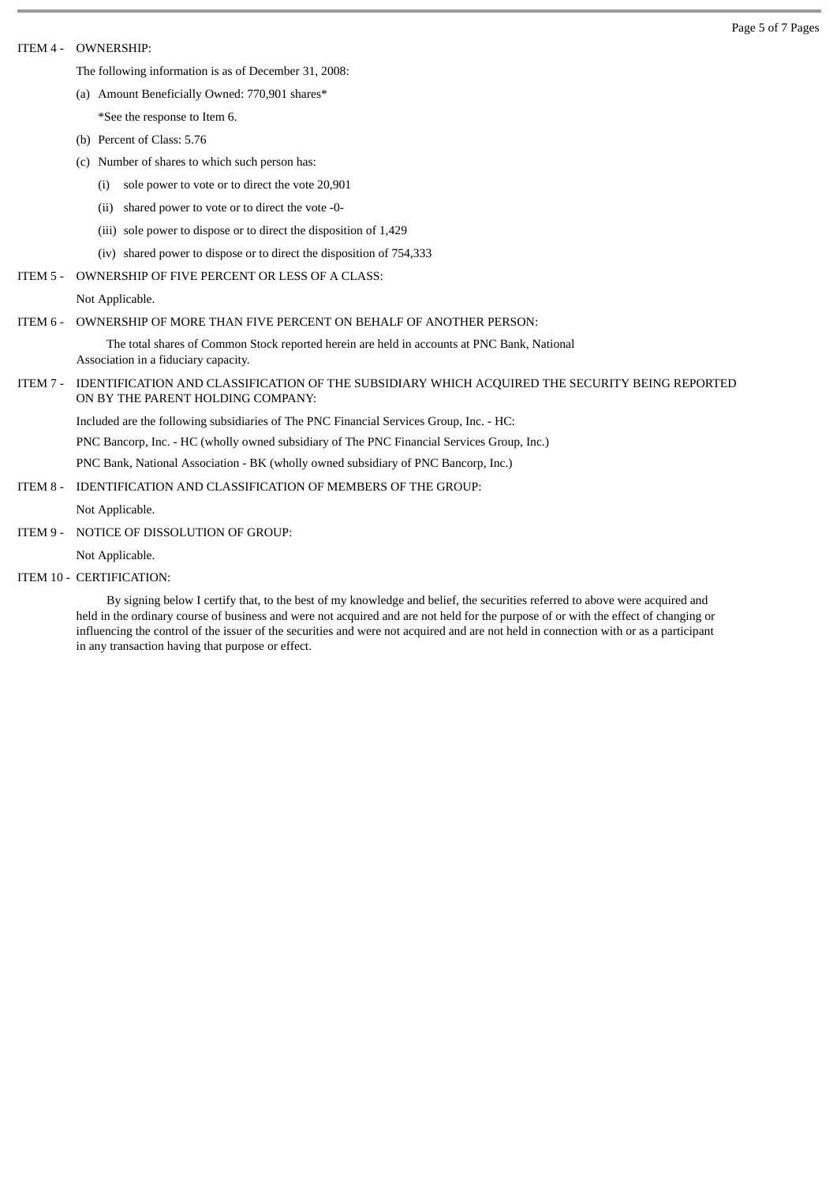ITEM 4 - OWNERSHIP:

The following information is as of December 31, 2008:

(a) Amount Beneficially Owned: 770,901 shares*

*See the response to Item 6.

(b) Percent of Class: 5.76

(c) Number of shares to which such person has:

(i) sole power to vote or to direct the vote 20,901

(ii) shared power to vote or to direct the vote -0-

(iii) sole power to dispose or to direct the disposition of 1,429

(iv) shared power to dispose or to direct the disposition of 754,333

ITEM 5 - OWNERSHIP OF FIVE PERCENT OR LESS OF A CLASS:

Not Applicable.

ITEM 6 - OWNERSHIP OF MORE THAN FIVE PERCENT ON BEHALF OF ANOTHER PERSON:

The total shares of Common Stock reported herein are held in accounts at PNC Bank, National Association in a fiduciary capacity.

ITEM 7 - IDENTIFICATION AND CLASSIFICATION OF THE SUBSIDIARY WHICH ACQUIRED THE SECURITY BEING REPORTED ON BY THE PARENT HOLDING COMPANY:

Included are the following subsidiaries of The PNC Financial Services Group, Inc. - HC:

PNC Bancorp, Inc. - HC (wholly owned subsidiary of The PNC Financial Services Group, Inc.)

PNC Bank, National Association - BK (wholly owned subsidiary of PNC Bancorp, Inc.)

ITEM 8 - IDENTIFICATION AND CLASSIFICATION OF MEMBERS OF THE GROUP:

Not Applicable.

ITEM 9 - NOTICE OF DISSOLUTION OF GROUP:

Not Applicable.

ITEM 10 - CERTIFICATION:

By signing below I certify that, to the best of my knowledge and belief, the securities referred to above were acquired and held in the ordinary course of business and were not acquired and are not held for the purpose of or with the effect of changing or influencing the control of the issuer of the securities and were not acquired and are not held in connection with or as a participant in any transaction having that purpose or effect.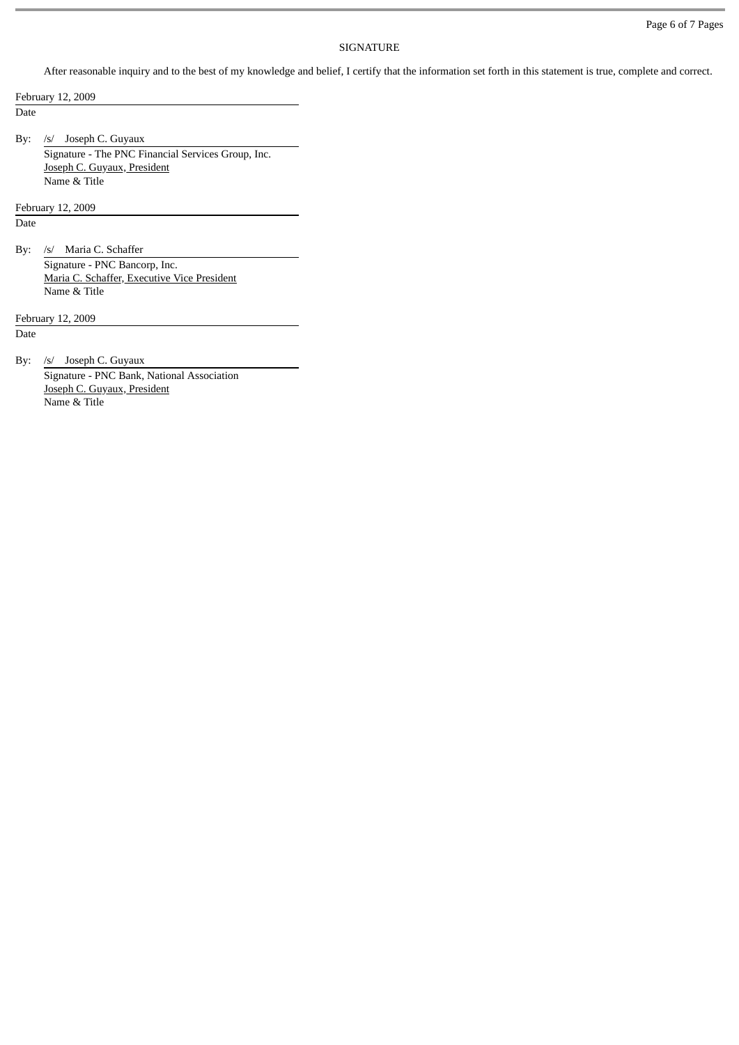## SIGNATURE

After reasonable inquiry and to the best of my knowledge and belief, I certify that the information set forth in this statement is true, complete and correct.

February 12, 2009
Date

By: /s/ Joseph C. Guyaux
Signature - The PNC Financial Services Group, Inc.
Joseph C. Guyaux, President
Name & Title

February 12, 2009
Date

By: /s/ Maria C. Schaffer
Signature - PNC Bancorp, Inc.
Maria C. Schaffer, Executive Vice President
Name & Title

February 12, 2009
Date

By: /s/ Joseph C. Guyaux
Signature - PNC Bank, National Association
Joseph C. Guyaux, President
Name & Title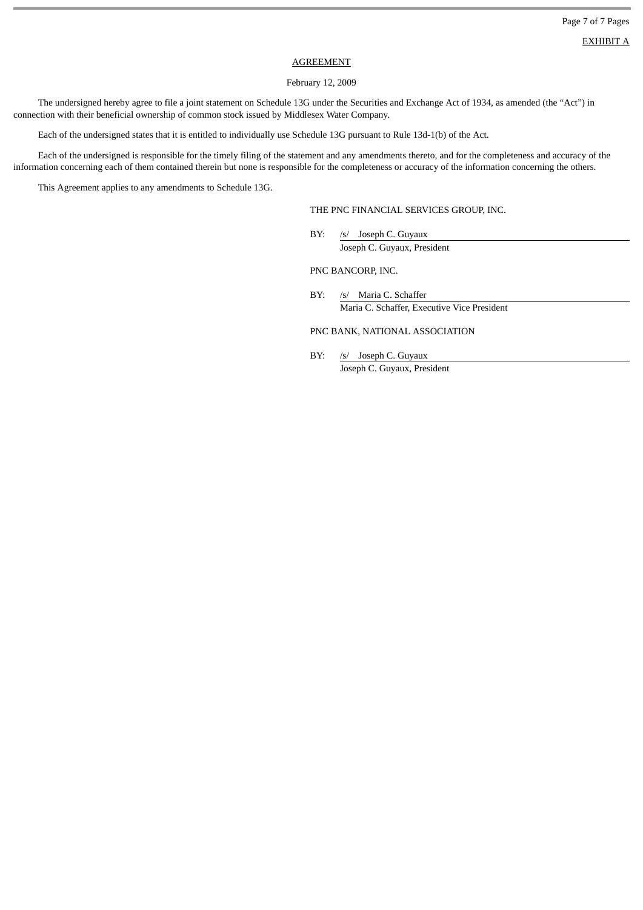EXHIBIT A

AGREEMENT

February 12, 2009

The undersigned hereby agree to file a joint statement on Schedule 13G under the Securities and Exchange Act of 1934, as amended (the "Act") in connection with their beneficial ownership of common stock issued by Middlesex Water Company.

Each of the undersigned states that it is entitled to individually use Schedule 13G pursuant to Rule 13d-1(b) of the Act.

Each of the undersigned is responsible for the timely filing of the statement and any amendments thereto, and for the completeness and accuracy of the information concerning each of them contained therein but none is responsible for the completeness or accuracy of the information concerning the others.

This Agreement applies to any amendments to Schedule 13G.

THE PNC FINANCIAL SERVICES GROUP, INC.

BY: /s/ Joseph C. Guyaux
Joseph C. Guyaux, President

PNC BANCORP, INC.

BY: /s/ Maria C. Schaffer
Maria C. Schaffer, Executive Vice President

PNC BANK, NATIONAL ASSOCIATION

BY: /s/ Joseph C. Guyaux
Joseph C. Guyaux, President